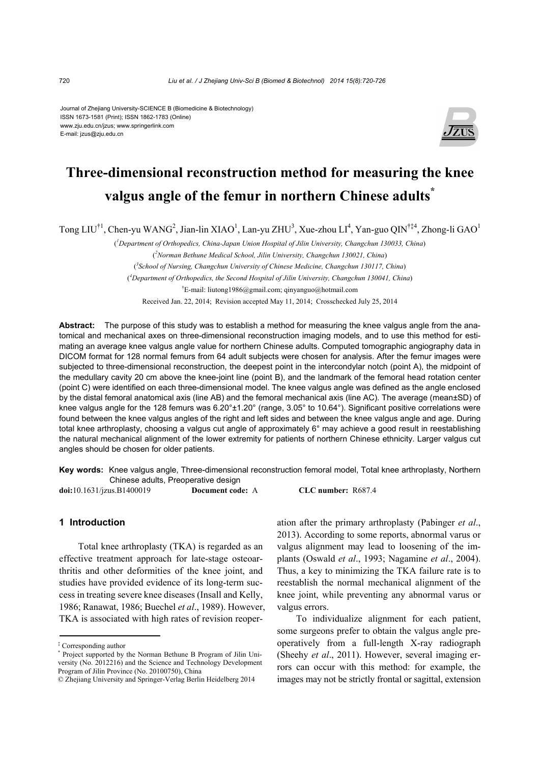Journal of Zhejiang University-SCIENCE B (Biomedicine & Biotechnology)
ISSN 1673-1581 (Print); ISSN 1862-1783 (Online)
www.zju.edu.cn/jzus; www.springerlink.com
E-mail: jzus@zju.edu.cn

# Three-dimensional reconstruction method for measuring the knee valgus angle of the femur in northern Chinese adults*

Tong LIU†[1], Chen-yu WANG[2], Jian-lin XIAO[1], Lan-yu ZHU[3], Xue-zhou LI[4], Yan-guo QIN†‡[4], Zhong-li GAO[1]

([1]Department of Orthopedics, China-Japan Union Hospital of Jilin University, Changchun 130033, China)

([2]Norman Bethune Medical School, Jilin University, Changchun 130021, China)

([3]School of Nursing, Changchun University of Chinese Medicine, Changchun 130117, China)

([4]Department of Orthopedics, the Second Hospital of Jilin University, Changchun 130041, China)

†E-mail: liutong1986@gmail.com; qinyanguo@hotmail.com

Received Jan. 22, 2014; Revision accepted May 11, 2014; Crosschecked July 25, 2014

**Abstract:** The purpose of this study was to establish a method for measuring the knee valgus angle from the anatomical and mechanical axes on three-dimensional reconstruction imaging models, and to use this method for estimating an average knee valgus angle value for northern Chinese adults. Computed tomographic angiography data in DICOM format for 128 normal femurs from 64 adult subjects were chosen for analysis. After the femur images were subjected to three-dimensional reconstruction, the deepest point in the intercondylar notch (point A), the midpoint of the medullary cavity 20 cm above the knee-joint line (point B), and the landmark of the femoral head rotation center (point C) were identified on each three-dimensional model. The knee valgus angle was defined as the angle enclosed by the distal femoral anatomical axis (line AB) and the femoral mechanical axis (line AC). The average (mean±SD) of knee valgus angle for the 128 femurs was 6.20°±1.20° (range, 3.05° to 10.64°). Significant positive correlations were found between the knee valgus angles of the right and left sides and between the knee valgus angle and age. During total knee arthroplasty, choosing a valgus cut angle of approximately 6° may achieve a good result in reestablishing the natural mechanical alignment of the lower extremity for patients of northern Chinese ethnicity. Larger valgus cut angles should be chosen for older patients.

**Key words:** Knee valgus angle, Three-dimensional reconstruction femoral model, Total knee arthroplasty, Northern Chinese adults, Preoperative design

**doi:**10.1631/jzus.B1400019 **Document code:** A **CLC number:** R687.4

## 1 Introduction

Total knee arthroplasty (TKA) is regarded as an effective treatment approach for late-stage osteoarthritis and other deformities of the knee joint, and studies have provided evidence of its long-term success in treating severe knee diseases (Insall and Kelly, 1986; Ranawat, 1986; Buechel *et al*., 1989). However, TKA is associated with high rates of revision reoperation after the primary arthroplasty (Pabinger *et al*., 2013). According to some reports, abnormal varus or valgus alignment may lead to loosening of the implants (Oswald *et al*., 1993; Nagamine *et al*., 2004). Thus, a key to minimizing the TKA failure rate is to reestablish the normal mechanical alignment of the knee joint, while preventing any abnormal varus or valgus errors.

To individualize alignment for each patient, some surgeons prefer to obtain the valgus angle preoperatively from a full-length X-ray radiograph (Sheehy *et al*., 2011). However, several imaging errors can occur with this method: for example, the images may not be strictly frontal or sagittal, extension

‡ Corresponding author

\* Project supported by the Norman Bethune B Program of Jilin University (No. 2012216) and the Science and Technology Development Program of Jilin Province (No. 20100750), China

© Zhejiang University and Springer-Verlag Berlin Heidelberg 2014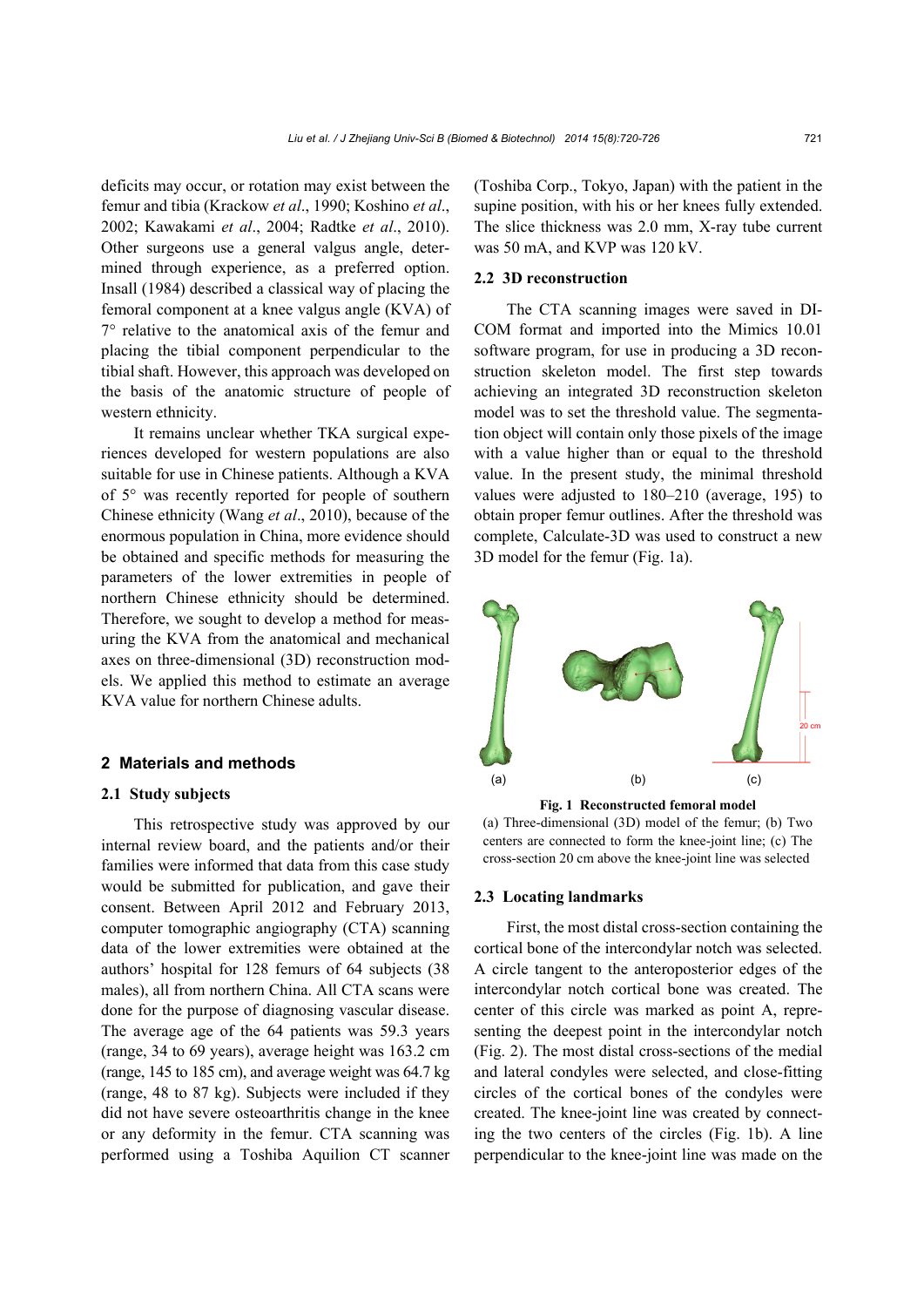deficits may occur, or rotation may exist between the femur and tibia (Krackow *et al*., 1990; Koshino *et al*., 2002; Kawakami *et al*., 2004; Radtke *et al*., 2010). Other surgeons use a general valgus angle, determined through experience, as a preferred option. Insall (1984) described a classical way of placing the femoral component at a knee valgus angle (KVA) of 7° relative to the anatomical axis of the femur and placing the tibial component perpendicular to the tibial shaft. However, this approach was developed on the basis of the anatomic structure of people of western ethnicity.

It remains unclear whether TKA surgical experiences developed for western populations are also suitable for use in Chinese patients. Although a KVA of 5° was recently reported for people of southern Chinese ethnicity (Wang *et al*., 2010), because of the enormous population in China, more evidence should be obtained and specific methods for measuring the parameters of the lower extremities in people of northern Chinese ethnicity should be determined. Therefore, we sought to develop a method for measuring the KVA from the anatomical and mechanical axes on three-dimensional (3D) reconstruction models. We applied this method to estimate an average KVA value for northern Chinese adults.

## 2 Materials and methods

### 2.1 Study subjects

This retrospective study was approved by our internal review board, and the patients and/or their families were informed that data from this case study would be submitted for publication, and gave their consent. Between April 2012 and February 2013, computer tomographic angiography (CTA) scanning data of the lower extremities were obtained at the authors' hospital for 128 femurs of 64 subjects (38 males), all from northern China. All CTA scans were done for the purpose of diagnosing vascular disease. The average age of the 64 patients was 59.3 years (range, 34 to 69 years), average height was 163.2 cm (range, 145 to 185 cm), and average weight was 64.7 kg (range, 48 to 87 kg). Subjects were included if they did not have severe osteoarthritis change in the knee or any deformity in the femur. CTA scanning was performed using a Toshiba Aquilion CT scanner (Toshiba Corp., Tokyo, Japan) with the patient in the supine position, with his or her knees fully extended. The slice thickness was 2.0 mm, X-ray tube current was 50 mA, and KVP was 120 kV.

### 2.2 3D reconstruction

The CTA scanning images were saved in DICOM format and imported into the Mimics 10.01 software program, for use in producing a 3D reconstruction skeleton model. The first step towards achieving an integrated 3D reconstruction skeleton model was to set the threshold value. The segmentation object will contain only those pixels of the image with a value higher than or equal to the threshold value. In the present study, the minimal threshold values were adjusted to 180–210 (average, 195) to obtain proper femur outlines. After the threshold was complete, Calculate-3D was used to construct a new 3D model for the femur (Fig. 1a).

**Fig. 1 Reconstructed femoral model**
(a) Three-dimensional (3D) model of the femur; (b) Two centers are connected to form the knee-joint line; (c) The cross-section 20 cm above the knee-joint line was selected

### 2.3 Locating landmarks

First, the most distal cross-section containing the cortical bone of the intercondylar notch was selected. A circle tangent to the anteroposterior edges of the intercondylar notch cortical bone was created. The center of this circle was marked as point A, representing the deepest point in the intercondylar notch (Fig. 2). The most distal cross-sections of the medial and lateral condyles were selected, and close-fitting circles of the cortical bones of the condyles were created. The knee-joint line was created by connecting the two centers of the circles (Fig. 1b). A line perpendicular to the knee-joint line was made on the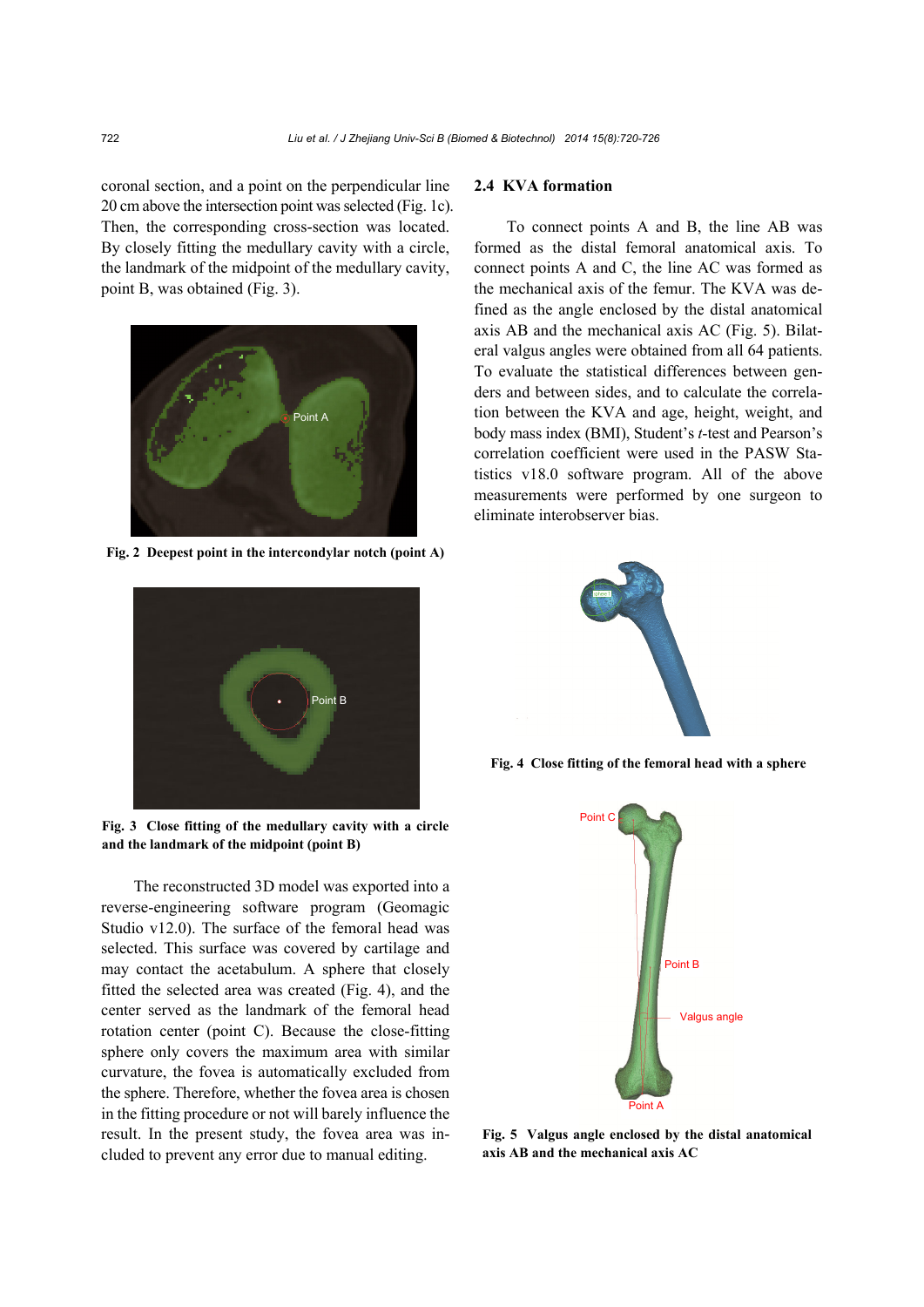coronal section, and a point on the perpendicular line 20 cm above the intersection point was selected (Fig. 1c). Then, the corresponding cross-section was located. By closely fitting the medullary cavity with a circle, the landmark of the midpoint of the medullary cavity, point B, was obtained (Fig. 3).

**Fig. 2 Deepest point in the intercondylar notch (point A)**

**Fig. 3 Close fitting of the medullary cavity with a circle and the landmark of the midpoint (point B)**

The reconstructed 3D model was exported into a reverse-engineering software program (Geomagic Studio v12.0). The surface of the femoral head was selected. This surface was covered by cartilage and may contact the acetabulum. A sphere that closely fitted the selected area was created (Fig. 4), and the center served as the landmark of the femoral head rotation center (point C). Because the close-fitting sphere only covers the maximum area with similar curvature, the fovea is automatically excluded from the sphere. Therefore, whether the fovea area is chosen in the fitting procedure or not will barely influence the result. In the present study, the fovea area was included to prevent any error due to manual editing.

### 2.4 KVA formation

To connect points A and B, the line AB was formed as the distal femoral anatomical axis. To connect points A and C, the line AC was formed as the mechanical axis of the femur. The KVA was defined as the angle enclosed by the distal anatomical axis AB and the mechanical axis AC (Fig. 5). Bilateral valgus angles were obtained from all 64 patients. To evaluate the statistical differences between genders and between sides, and to calculate the correlation between the KVA and age, height, weight, and body mass index (BMI), Student's *t*-test and Pearson's correlation coefficient were used in the PASW Statistics v18.0 software program. All of the above measurements were performed by one surgeon to eliminate interobserver bias.

**Fig. 4 Close fitting of the femoral head with a sphere**

**Fig. 5 Valgus angle enclosed by the distal anatomical axis AB and the mechanical axis AC**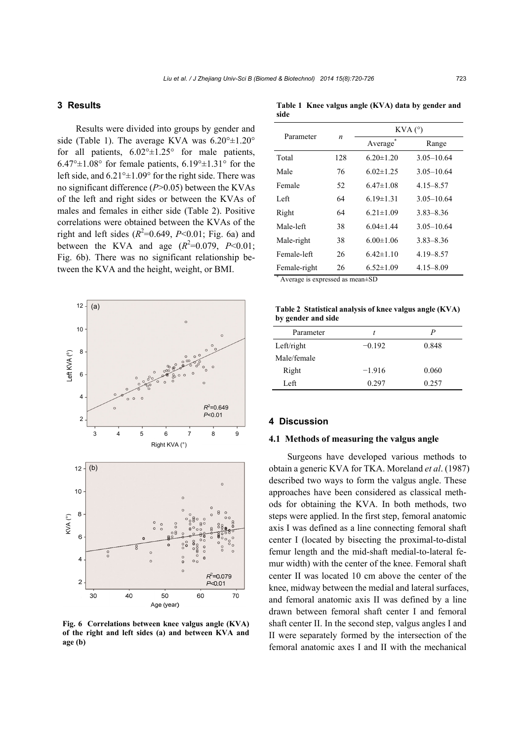## 3 Results

Results were divided into groups by gender and side (Table 1). The average KVA was 6.20°±1.20° for all patients, 6.02°±1.25° for male patients, 6.47°±1.08° for female patients, 6.19°±1.31° for the left side, and 6.21°±1.09° for the right side. There was no significant difference ($P$>0.05) between the KVAs of the left and right sides or between the KVAs of males and females in either side (Table 2). Positive correlations were obtained between the KVAs of the right and left sides ($R^2$=0.649, $P$<0.01; Fig. 6a) and between the KVA and age ($R^2$=0.079, $P$<0.01; Fig. 6b). There was no significant relationship between the KVA and the height, weight, or BMI.

**Fig. 6 Correlations between knee valgus angle (KVA) of the right and left sides (a) and between KVA and age (b)**

**Table 1 Knee valgus angle (KVA) data by gender and side**

| Parameter | $n$ | KVA (°) | |
|---|---|---|---|
| | | Average* | Range |
| Total | 128 | 6.20±1.20 | 3.05–10.64 |
| Male | 76 | 6.02±1.25 | 3.05–10.64 |
| Female | 52 | 6.47±1.08 | 4.15–8.57 |
| Left | 64 | 6.19±1.31 | 3.05–10.64 |
| Right | 64 | 6.21±1.09 | 3.83–8.36 |
| Male-left | 38 | 6.04±1.44 | 3.05–10.64 |
| Male-right | 38 | 6.00±1.06 | 3.83–8.36 |
| Female-left | 26 | 6.42±1.10 | 4.19–8.57 |
| Female-right | 26 | 6.52±1.09 | 4.15–8.09 |

\* Average is expressed as mean±SD

**Table 2 Statistical analysis of knee valgus angle (KVA) by gender and side**

| Parameter | $t$ | $P$ |
|---|---|---|
| Left/right | −0.192 | 0.848 |
| Male/female | | |
| Right | −1.916 | 0.060 |
| Left | 0.297 | 0.257 |

## 4 Discussion

### 4.1 Methods of measuring the valgus angle

Surgeons have developed various methods to obtain a generic KVA for TKA. Moreland *et al*. (1987) described two ways to form the valgus angle. These approaches have been considered as classical methods for obtaining the KVA. In both methods, two steps were applied. In the first step, femoral anatomic axis I was defined as a line connecting femoral shaft center I (located by bisecting the proximal-to-distal femur length and the mid-shaft medial-to-lateral femur width) with the center of the knee. Femoral shaft center II was located 10 cm above the center of the knee, midway between the medial and lateral surfaces, and femoral anatomic axis II was defined by a line drawn between femoral shaft center I and femoral shaft center II. In the second step, valgus angles I and II were separately formed by the intersection of the femoral anatomic axes I and II with the mechanical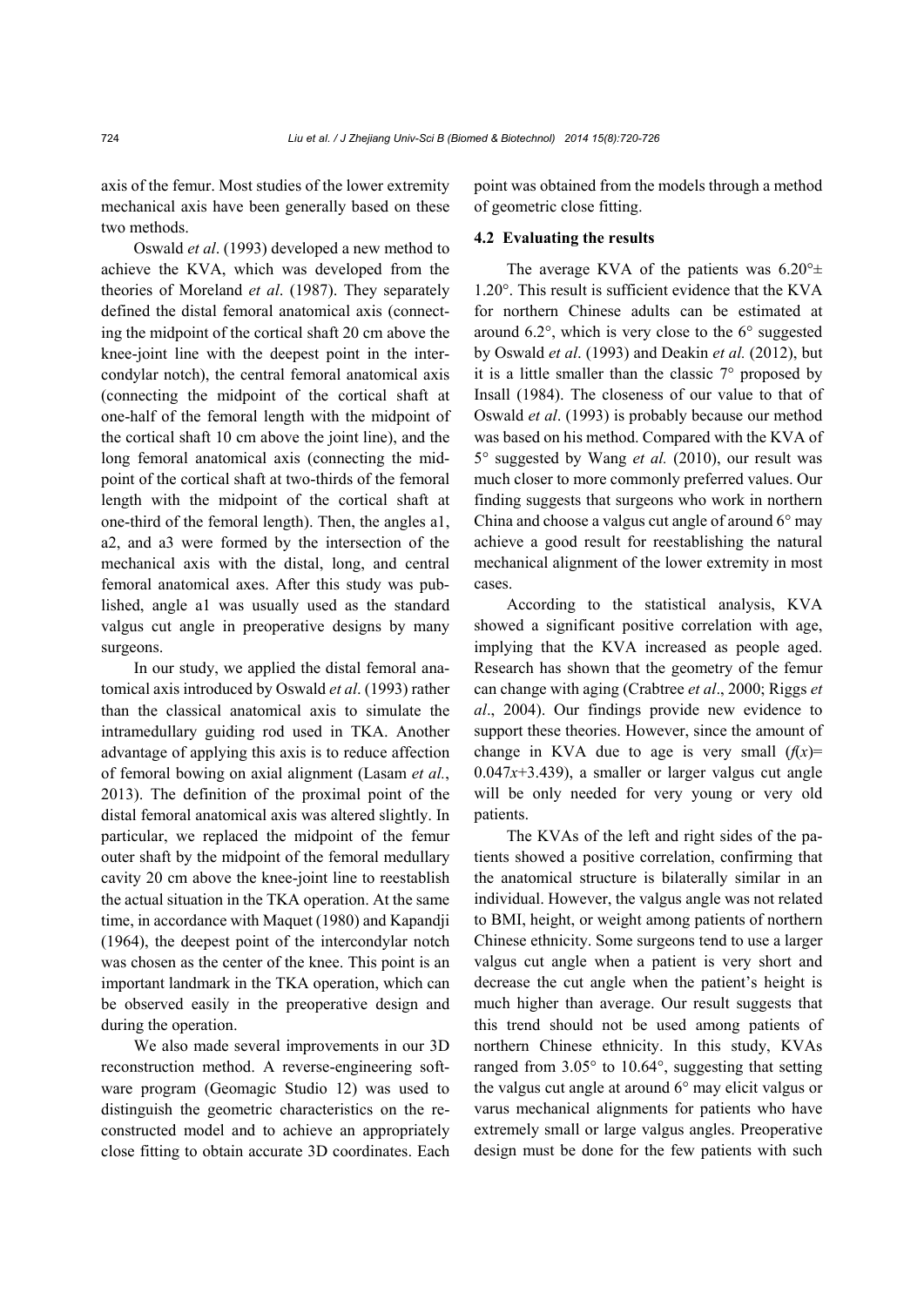axis of the femur. Most studies of the lower extremity mechanical axis have been generally based on these two methods.

Oswald *et al*. (1993) developed a new method to achieve the KVA, which was developed from the theories of Moreland *et al*. (1987). They separately defined the distal femoral anatomical axis (connecting the midpoint of the cortical shaft 20 cm above the knee-joint line with the deepest point in the intercondylar notch), the central femoral anatomical axis (connecting the midpoint of the cortical shaft at one-half of the femoral length with the midpoint of the cortical shaft 10 cm above the joint line), and the long femoral anatomical axis (connecting the midpoint of the cortical shaft at two-thirds of the femoral length with the midpoint of the cortical shaft at one-third of the femoral length). Then, the angles a1, a2, and a3 were formed by the intersection of the mechanical axis with the distal, long, and central femoral anatomical axes. After this study was published, angle a1 was usually used as the standard valgus cut angle in preoperative designs by many surgeons.

In our study, we applied the distal femoral anatomical axis introduced by Oswald *et al*. (1993) rather than the classical anatomical axis to simulate the intramedullary guiding rod used in TKA. Another advantage of applying this axis is to reduce affection of femoral bowing on axial alignment (Lasam *et al.*, 2013). The definition of the proximal point of the distal femoral anatomical axis was altered slightly. In particular, we replaced the midpoint of the femur outer shaft by the midpoint of the femoral medullary cavity 20 cm above the knee-joint line to reestablish the actual situation in the TKA operation. At the same time, in accordance with Maquet (1980) and Kapandji (1964), the deepest point of the intercondylar notch was chosen as the center of the knee. This point is an important landmark in the TKA operation, which can be observed easily in the preoperative design and during the operation.

We also made several improvements in our 3D reconstruction method. A reverse-engineering software program (Geomagic Studio 12) was used to distinguish the geometric characteristics on the reconstructed model and to achieve an appropriately close fitting to obtain accurate 3D coordinates. Each point was obtained from the models through a method of geometric close fitting.

### 4.2 Evaluating the results

The average KVA of the patients was 6.20°± 1.20°. This result is sufficient evidence that the KVA for northern Chinese adults can be estimated at around 6.2°, which is very close to the 6° suggested by Oswald *et al*. (1993) and Deakin *et al.* (2012), but it is a little smaller than the classic 7° proposed by Insall (1984). The closeness of our value to that of Oswald *et al*. (1993) is probably because our method was based on his method. Compared with the KVA of 5° suggested by Wang *et al.* (2010), our result was much closer to more commonly preferred values. Our finding suggests that surgeons who work in northern China and choose a valgus cut angle of around 6° may achieve a good result for reestablishing the natural mechanical alignment of the lower extremity in most cases.

According to the statistical analysis, KVA showed a significant positive correlation with age, implying that the KVA increased as people aged. Research has shown that the geometry of the femur can change with aging (Crabtree *et al*., 2000; Riggs *et al*., 2004). Our findings provide new evidence to support these theories. However, since the amount of change in KVA due to age is very small ($f(x)=0.047x+3.439$), a smaller or larger valgus cut angle will be only needed for very young or very old patients.

The KVAs of the left and right sides of the patients showed a positive correlation, confirming that the anatomical structure is bilaterally similar in an individual. However, the valgus angle was not related to BMI, height, or weight among patients of northern Chinese ethnicity. Some surgeons tend to use a larger valgus cut angle when a patient is very short and decrease the cut angle when the patient's height is much higher than average. Our result suggests that this trend should not be used among patients of northern Chinese ethnicity. In this study, KVAs ranged from 3.05° to 10.64°, suggesting that setting the valgus cut angle at around 6° may elicit valgus or varus mechanical alignments for patients who have extremely small or large valgus angles. Preoperative design must be done for the few patients with such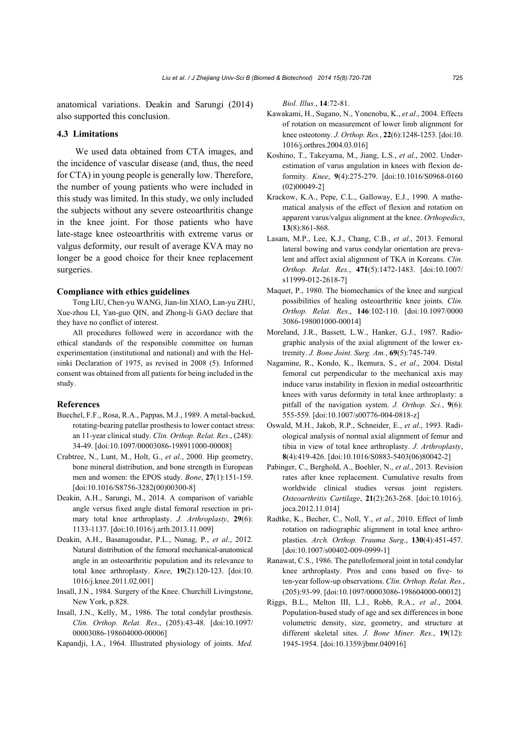anatomical variations. Deakin and Sarungi (2014) also supported this conclusion.

### 4.3 Limitations

We used data obtained from CTA images, and the incidence of vascular disease (and, thus, the need for CTA) in young people is generally low. Therefore, the number of young patients who were included in this study was limited. In this study, we only included the subjects without any severe osteoarthritis change in the knee joint. For those patients who have late-stage knee osteoarthritis with extreme varus or valgus deformity, our result of average KVA may no longer be a good choice for their knee replacement surgeries.

#### Compliance with ethics guidelines

Tong LIU, Chen-yu WANG, Jian-lin XIAO, Lan-yu ZHU, Xue-zhou LI, Yan-guo QIN, and Zhong-li GAO declare that they have no conflict of interest.

All procedures followed were in accordance with the ethical standards of the responsible committee on human experimentation (institutional and national) and with the Helsinki Declaration of 1975, as revised in 2008 (5). Informed consent was obtained from all patients for being included in the study.

## References

Buechel, F.F., Rosa, R.A., Pappas, M.J., 1989. A metal-backed, rotating-bearing patellar prosthesis to lower contact stress: an 11-year clinical study. *Clin. Orthop. Relat. Res*., (248): 34-49. [doi:10.1097/00003086-198911000-00008]

Crabtree, N., Lunt, M., Holt, G., *et al*., 2000. Hip geometry, bone mineral distribution, and bone strength in European men and women: the EPOS study. *Bone*, **27**(1):151-159. [doi:10.1016/S8756-3282(00)00300-8]

Deakin, A.H., Sarungi, M., 2014. A comparison of variable angle versus fixed angle distal femoral resection in primary total knee arthroplasty. *J. Arthroplasty*, **29**(6): 1133-1137. [doi:10.1016/j.arth.2013.11.009]

Deakin, A.H., Basanagoudar, P.L., Nunag, P., *et al*., 2012. Natural distribution of the femoral mechanical-anatomical angle in an osteoarthritic population and its relevance to total knee arthroplasty. *Knee*, **19**(2):120-123. [doi:10.1016/j.knee.2011.02.001]

Insall, J.N., 1984. Surgery of the Knee. Churchill Livingstone, New York, p.828.

Insall, J.N., Kelly, M., 1986. The total condylar prosthesis. *Clin. Orthop. Relat. Res*., (205):43-48. [doi:10.1097/00003086-198604000-00006]

Kapandji, I.A., 1964. Illustrated physiology of joints. *Med. Biol. Illus*., **14**:72-81.

Kawakami, H., Sugano, N., Yonenobu, K., *et al*., 2004. Effects of rotation on measurement of lower limb alignment for knee osteotomy. *J. Orthop. Res.*, **22**(6):1248-1253. [doi:10.1016/j.orthres.2004.03.016]

Koshino, T., Takeyama, M., Jiang, L.S., *et al*., 2002. Underestimation of varus angulation in knees with flexion deformity. *Knee*, **9**(4):275-279. [doi:10.1016/S0968-0160(02)00049-2]

Krackow, K.A., Pepe, C.L., Galloway, E.J., 1990. A mathematical analysis of the effect of flexion and rotation on apparent varus/valgus alignment at the knee. *Orthopedics*, **13**(8):861-868.

Lasam, M.P., Lee, K.J., Chang, C.B., *et al*., 2013. Femoral lateral bowing and varus condylar orientation are prevalent and affect axial alignment of TKA in Koreans. *Clin. Orthop. Relat. Res.*, **471**(5):1472-1483. [doi:10.1007/s11999-012-2618-7]

Maquet, P., 1980. The biomechanics of the knee and surgical possibilities of healing osteoarthritic knee joints. *Clin. Orthop. Relat. Res*., **146**:102-110. [doi:10.1097/00003086-198001000-00014]

Moreland, J.R., Bassett, L.W., Hanker, G.J., 1987. Radiographic analysis of the axial alignment of the lower extremity. *J. Bone Joint. Surg. Am.*, **69**(5):745-749.

Nagamine, R., Kondo, K., Ikemura, S., *et al*., 2004. Distal femoral cut perpendicular to the mechanical axis may induce varus instability in flexion in medial osteoarthritic knees with varus deformity in total knee arthroplasty: a pitfall of the navigation system. *J. Orthop. Sci.*, **9**(6): 555-559. [doi:10.1007/s00776-004-0818-z]

Oswald, M.H., Jakob, R.P., Schneider, E., *et al*., 1993. Radiological analysis of normal axial alignment of femur and tibia in view of total knee arthroplasty. *J. Arthroplasty*, **8**(4):419-426. [doi:10.1016/S0883-5403(06)80042-2]

Pabinger, C., Berghold, A., Boehler, N., *et al*., 2013. Revision rates after knee replacement. Cumulative results from worldwide clinical studies versus joint registers. *Osteoarthritis Cartilage*, **21**(2):263-268. [doi:10.1016/j.joca.2012.11.014]

Radtke, K., Becher, C., Noll, Y., *et al*., 2010. Effect of limb rotation on radiographic alignment in total knee arthroplasties. *Arch. Orthop. Trauma Surg*., **130**(4):451-457. [doi:10.1007/s00402-009-0999-1]

Ranawat, C.S., 1986. The patellofemoral joint in total condylar knee arthroplasty. Pros and cons based on five- to ten-year follow-up observations. *Clin. Orthop. Relat. Res*., (205):93-99. [doi:10.1097/00003086-198604000-00012]

Riggs, B.L., Melton III, L.J., Robb, R.A., *et al*., 2004. Population-based study of age and sex differences in bone volumetric density, size, geometry, and structure at different skeletal sites. *J. Bone Miner. Res.*, **19**(12): 1945-1954. [doi:10.1359/jbmr.040916]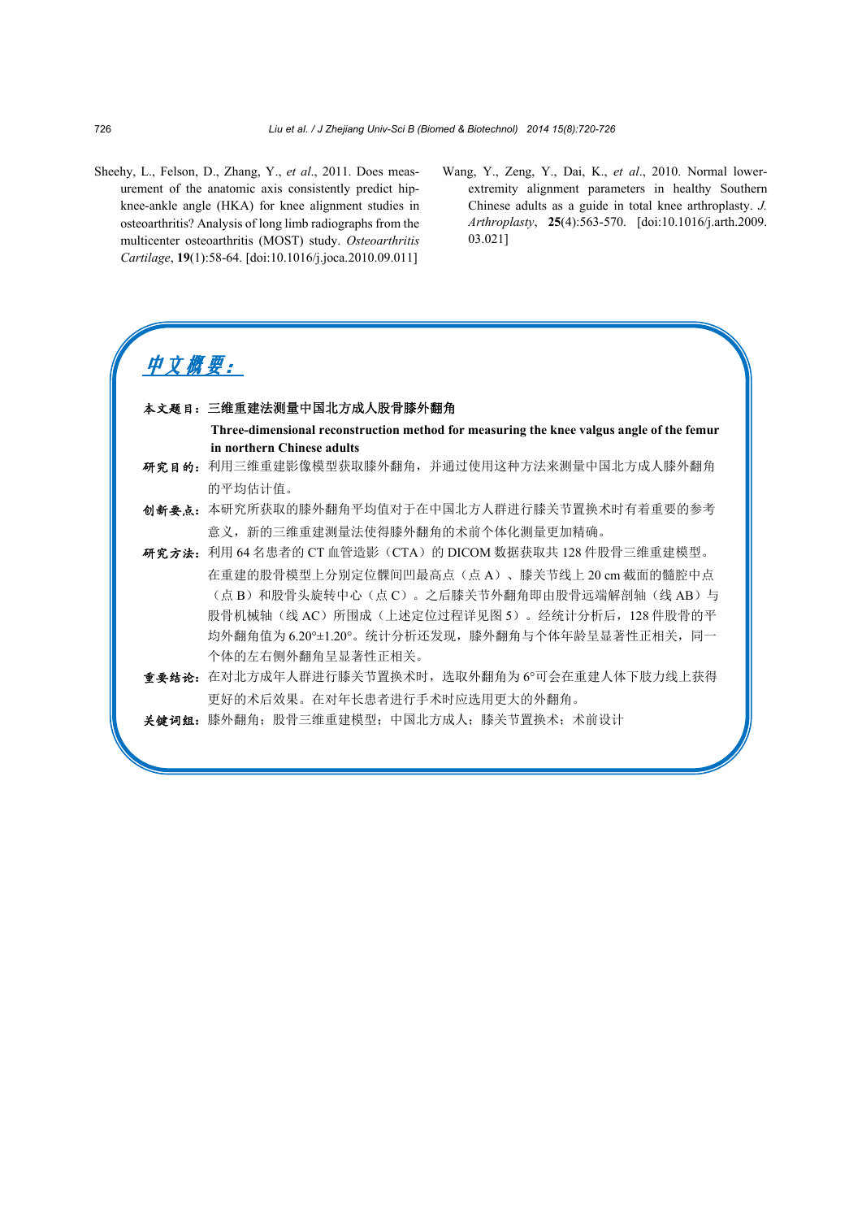Sheehy, L., Felson, D., Zhang, Y., *et al.*, 2011. Does measurement of the anatomic axis consistently predict hip-knee-ankle angle (HKA) for knee alignment studies in osteoarthritis? Analysis of long limb radiographs from the multicenter osteoarthritis (MOST) study. *Osteoarthritis Cartilage*, **19**(1):58-64. [doi:10.1016/j.joca.2010.09.011]

Wang, Y., Zeng, Y., Dai, K., *et al.*, 2010. Normal lower-extremity alignment parameters in healthy Southern Chinese adults as a guide in total knee arthroplasty. *J. Arthroplasty*, **25**(4):563-570. [doi:10.1016/j.arth.2009.03.021]

## 中文概要：

**本文题目：三维重建法测量中国北方成人股骨膝外翻角**

**Three-dimensional reconstruction method for measuring the knee valgus angle of the femur in northern Chinese adults**

**研究目的：** 利用三维重建影像模型获取膝外翻角，并通过使用这种方法来测量中国北方成人膝外翻角的平均估计值。

**创新要点：** 本研究所获取的膝外翻角平均值对于在中国北方人群进行膝关节置换术时有着重要的参考意义，新的三维重建测量法使得膝外翻角的术前个体化测量更加精确。

**研究方法：** 利用 64 名患者的 CT 血管造影（CTA）的 DICOM 数据获取共 128 件股骨三维重建模型。在重建的股骨模型上分别定位髁间凹最高点（点 A）、膝关节线上 20 cm 截面的髓腔中点（点 B）和股骨头旋转中心（点 C）。之后膝关节外翻角即由股骨远端解剖轴（线 AB）与股骨机械轴（线 AC）所围成（上述定位过程详见图 5）。经统计分析后，128 件股骨的平均外翻角值为 6.20°±1.20°。统计分析还发现，膝外翻角与个体年龄呈显著性正相关，同一个体的左右侧外翻角呈显著性正相关。

**重要结论：** 在对北方成年人群进行膝关节置换术时，选取外翻角为 6°可会在重建人体下肢力线上获得更好的术后效果。在对年长患者进行手术时应选用更大的外翻角。

**关键词组：** 膝外翻角；股骨三维重建模型；中国北方成人；膝关节置换术；术前设计